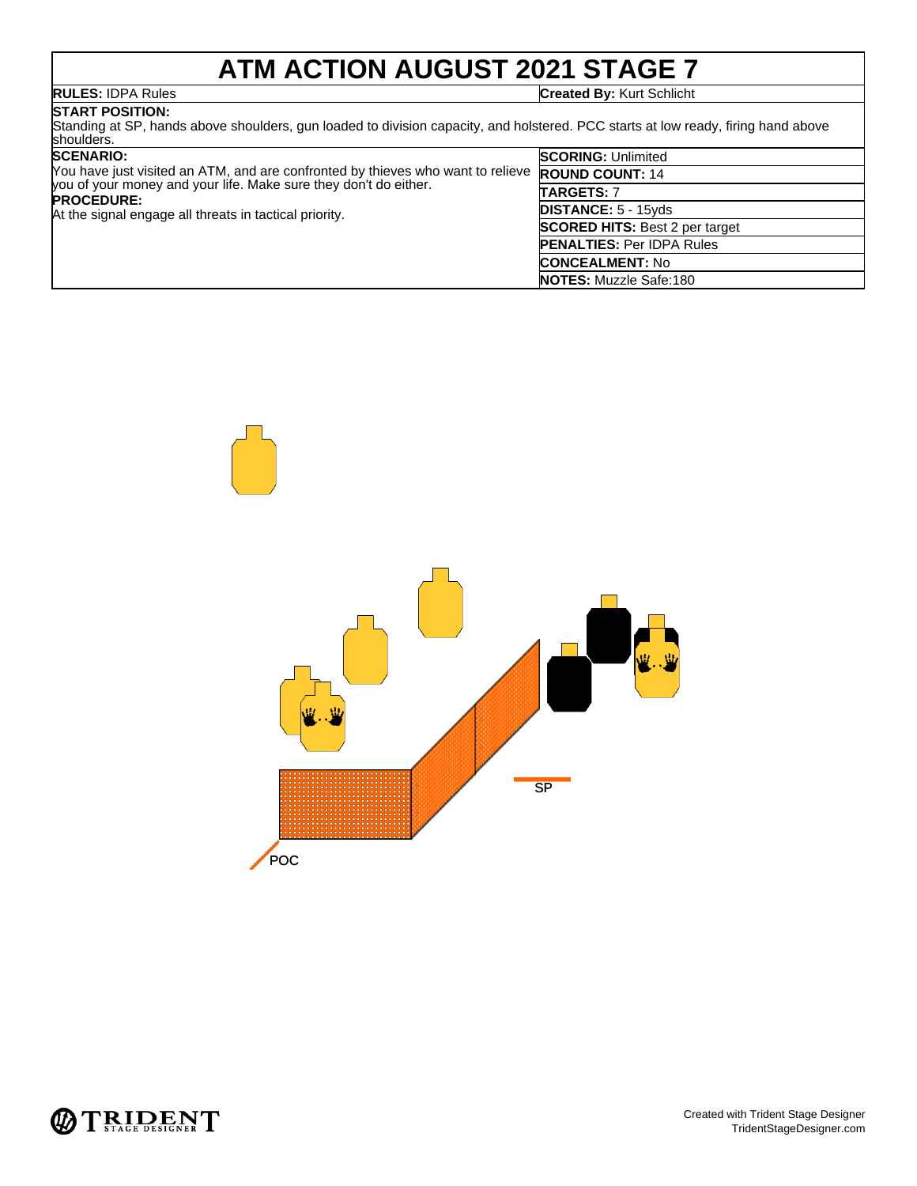# ATM ACTION AUGUST 2021 STAGE 7

**RULES:** IDPA Rules

**Created By:** Kurt Schlicht

**START POSITION:**
Standing at SP, hands above shoulders, gun loaded to division capacity, and holstered. PCC starts at low ready, firing hand above shoulders.

**SCENARIO:**
You have just visited an ATM, and are confronted by thieves who want to relieve you of your money and your life. Make sure they don't do either.

**PROCEDURE:**
At the signal engage all threats in tactical priority.

**SCORING:** Unlimited

**ROUND COUNT:** 14

**TARGETS:** 7

**DISTANCE:** 5 - 15yds

**SCORED HITS:** Best 2 per target

**PENALTIES:** Per IDPA Rules

**CONCEALMENT:** No

**NOTES:** Muzzle Safe:180

SP

POC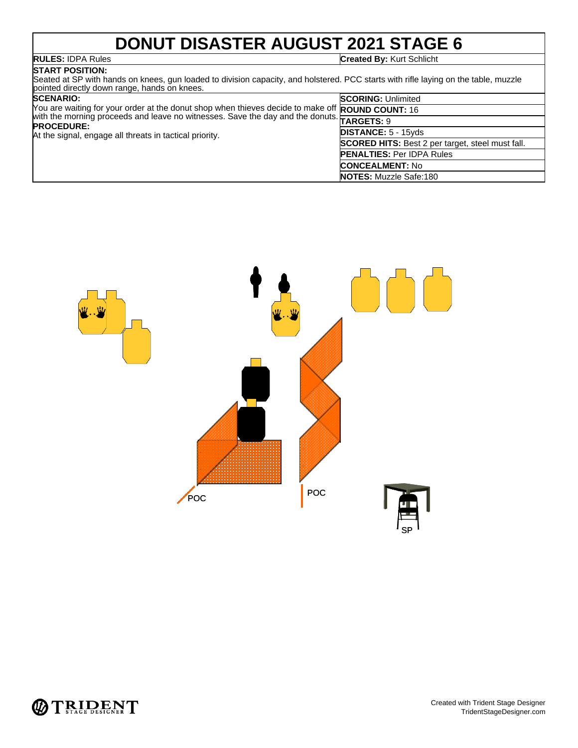# DONUT DISASTER AUGUST 2021 STAGE 6

**RULES:** IDPA Rules

**Created By:** Kurt Schlicht

**START POSITION:**
Seated at SP with hands on knees, gun loaded to division capacity, and holstered. PCC starts with rifle laying on the table, muzzle pointed directly down range, hands on knees.

**SCENARIO:**
You are waiting for your order at the donut shop when thieves decide to make off with the morning proceeds and leave no witnesses. Save the day and the donuts.

**PROCEDURE:**
At the signal, engage all threats in tactical priority.

| | |
|---|---|
| **SCORING:** | Unlimited |
| **ROUND COUNT:** | 16 |
| **TARGETS:** | 9 |
| **DISTANCE:** | 5 - 15yds |
| **SCORED HITS:** | Best 2 per target, steel must fall. |
| **PENALTIES:** | Per IDPA Rules |
| **CONCEALMENT:** | No |
| **NOTES:** | Muzzle Safe:180 |

POC

POC

SP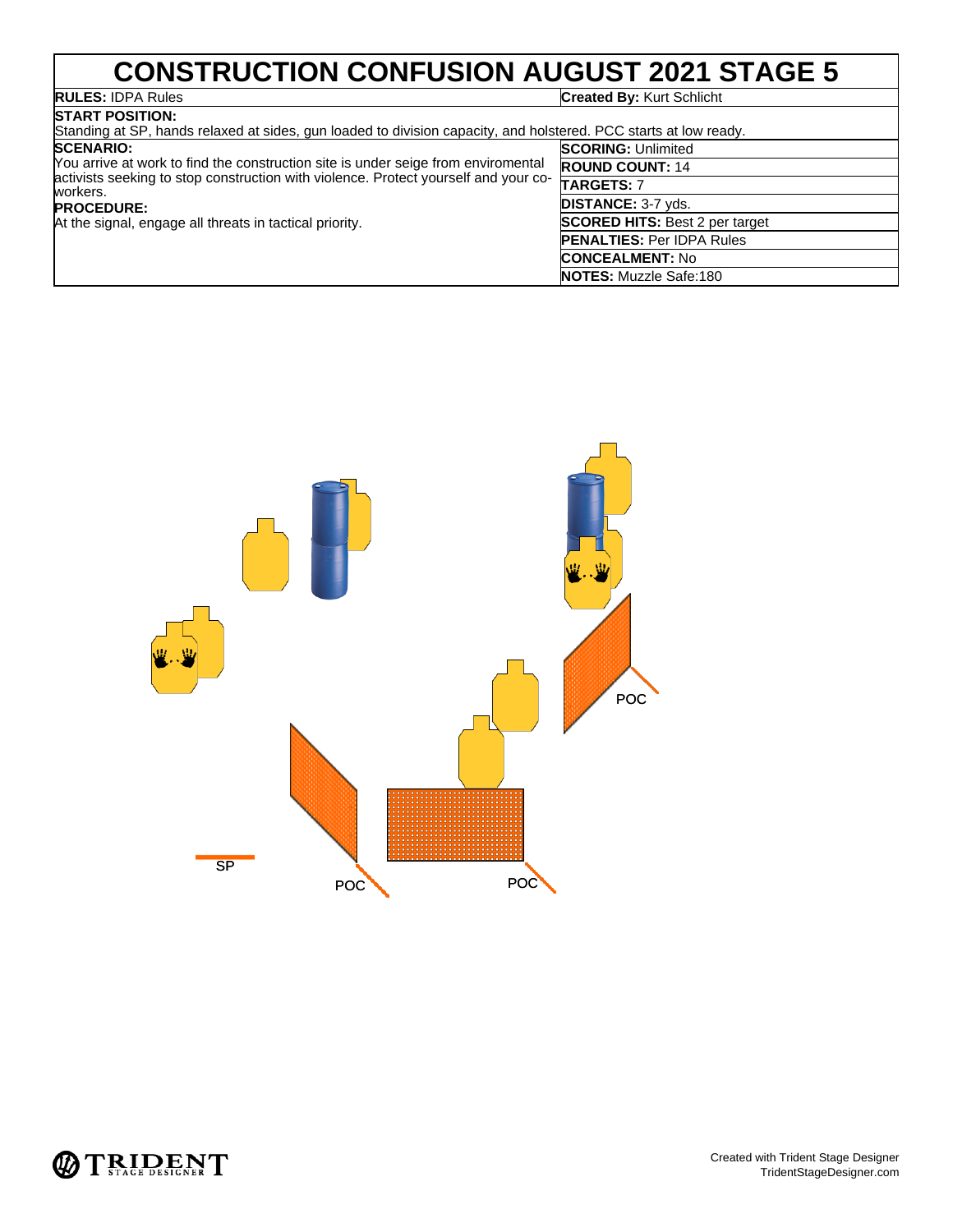# CONSTRUCTION CONFUSION AUGUST 2021 STAGE 5

**RULES:** IDPA Rules

**Created By:** Kurt Schlicht

**START POSITION:**
Standing at SP, hands relaxed at sides, gun loaded to division capacity, and holstered. PCC starts at low ready.

**SCENARIO:**
You arrive at work to find the construction site is under seige from enviromental activists seeking to stop construction with violence. Protect yourself and your co-workers.

**PROCEDURE:**
At the signal, engage all threats in tactical priority.

**SCORING:** Unlimited

**ROUND COUNT:** 14

**TARGETS:** 7

**DISTANCE:** 3-7 yds.

**SCORED HITS:** Best 2 per target

**PENALTIES:** Per IDPA Rules

**CONCEALMENT:** No

**NOTES:** Muzzle Safe:180

POC

SP

POC

POC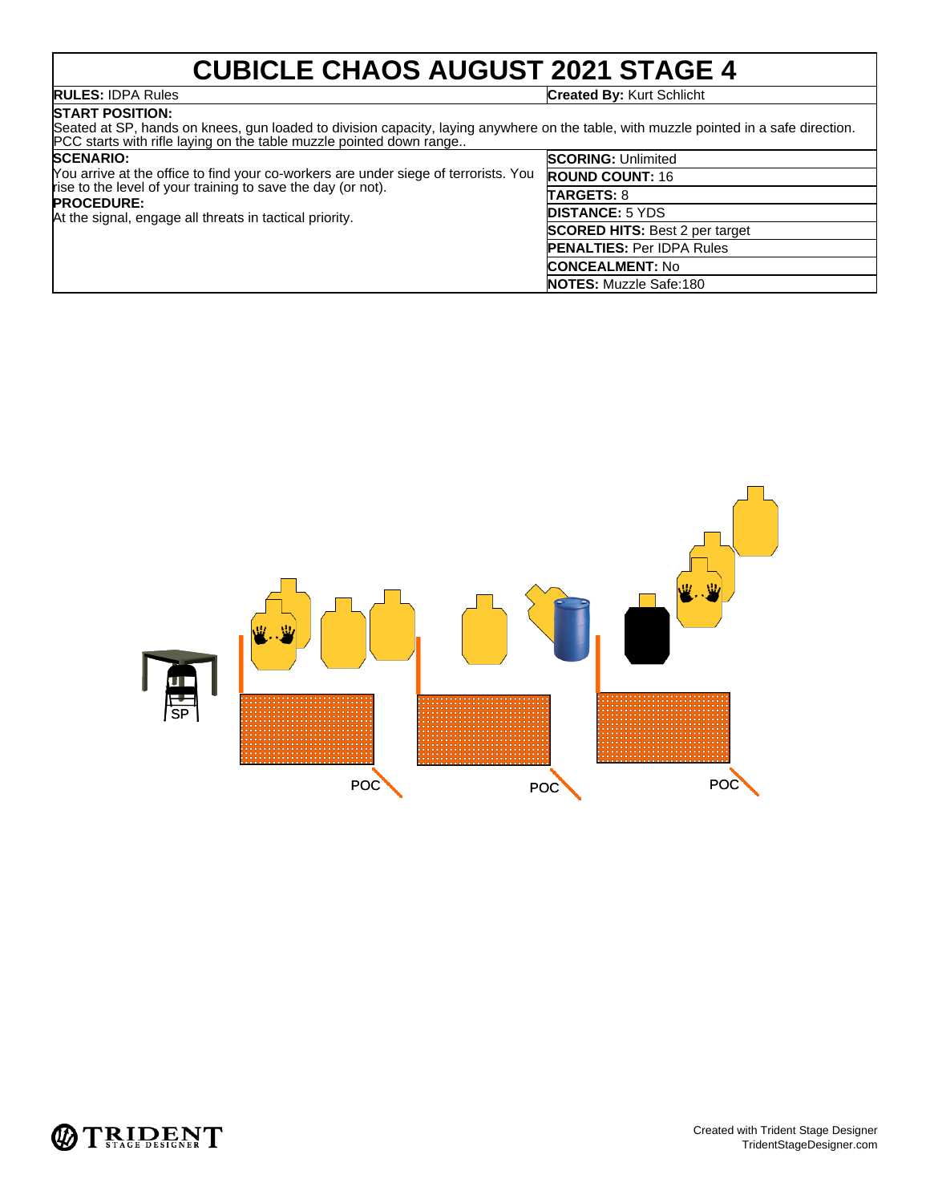# CUBICLE CHAOS AUGUST 2021 STAGE 4

**RULES:** IDPA Rules

**Created By:** Kurt Schlicht

**START POSITION:**
Seated at SP, hands on knees, gun loaded to division capacity, laying anywhere on the table, with muzzle pointed in a safe direction. PCC starts with rifle laying on the table muzzle pointed down range..

**SCENARIO:**
You arrive at the office to find your co-workers are under siege of terrorists. You rise to the level of your training to save the day (or not).

**PROCEDURE:**
At the signal, engage all threats in tactical priority.

**SCORING:** Unlimited

**ROUND COUNT:** 16

**TARGETS:** 8

**DISTANCE:** 5 YDS

**SCORED HITS:** Best 2 per target

**PENALTIES:** Per IDPA Rules

**CONCEALMENT:** No

**NOTES:** Muzzle Safe:180

SP

POC

POC

POC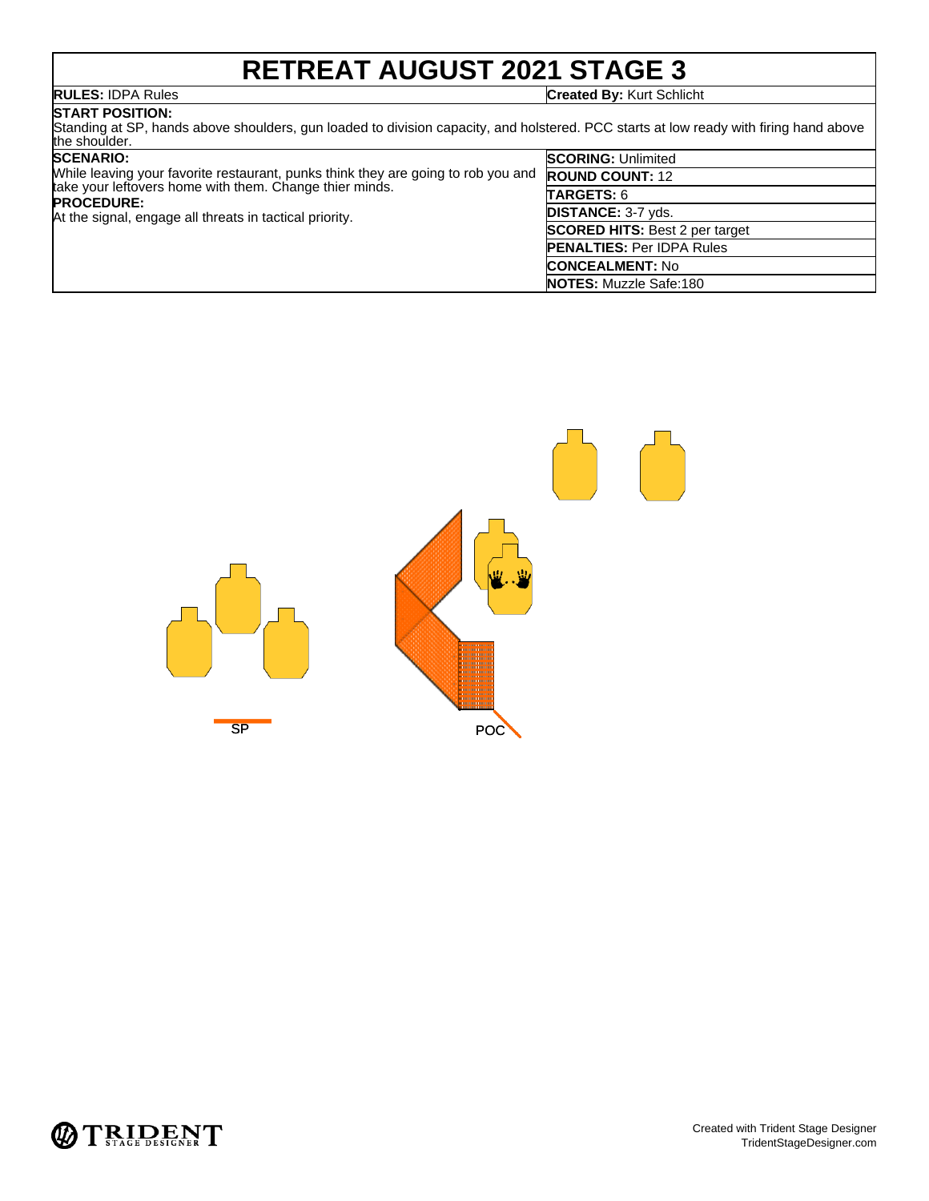# RETREAT AUGUST 2021 STAGE 3

**RULES:** IDPA Rules

**Created By:** Kurt Schlicht

**START POSITION:**
Standing at SP, hands above shoulders, gun loaded to division capacity, and holstered. PCC starts at low ready with firing hand above the shoulder.

**SCENARIO:**
While leaving your favorite restaurant, punks think they are going to rob you and take your leftovers home with them. Change thier minds.

**PROCEDURE:**
At the signal, engage all threats in tactical priority.

**SCORING:** Unlimited

**ROUND COUNT:** 12

**TARGETS:** 6

**DISTANCE:** 3-7 yds.

**SCORED HITS:** Best 2 per target

**PENALTIES:** Per IDPA Rules

**CONCEALMENT:** No

**NOTES:** Muzzle Safe:180

SP

POC

Created with Trident Stage Designer
TridentStageDesigner.com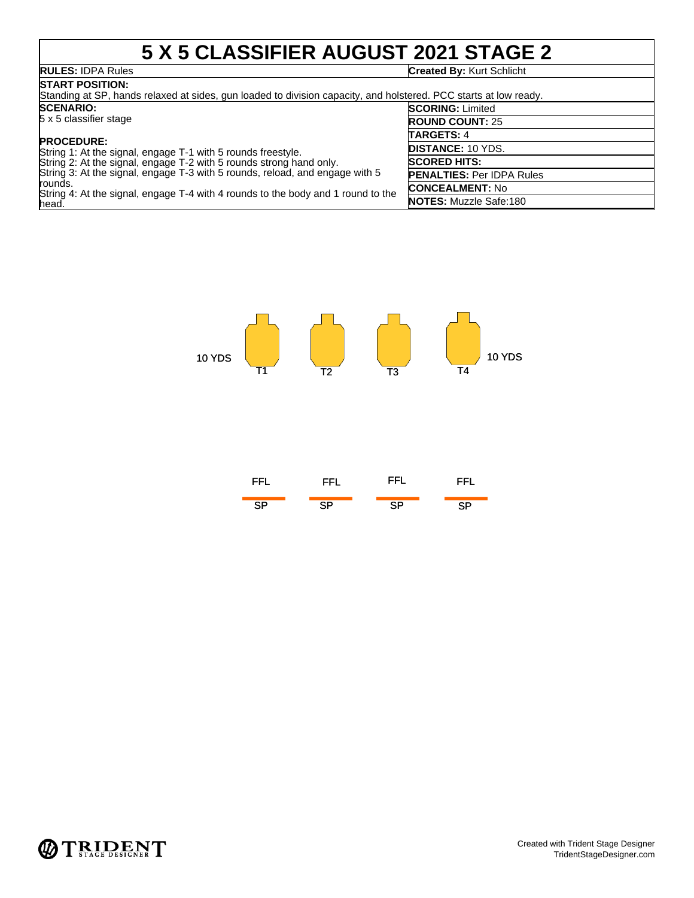# 5 X 5 CLASSIFIER AUGUST 2021 STAGE 2

**RULES:** IDPA Rules

**Created By:** Kurt Schlicht

**START POSITION:**
Standing at SP, hands relaxed at sides, gun loaded to division capacity, and holstered. PCC starts at low ready.

**SCENARIO:**
5 x 5 classifier stage

**PROCEDURE:**
String 1: At the signal, engage T-1 with 5 rounds freestyle.
String 2: At the signal, engage T-2 with 5 rounds strong hand only.
String 3: At the signal, engage T-3 with 5 rounds, reload, and engage with 5 rounds.
String 4: At the signal, engage T-4 with 4 rounds to the body and 1 round to the head.

**SCORING:** Limited
**ROUND COUNT:** 25
**TARGETS:** 4
**DISTANCE:** 10 YDS.
**SCORED HITS:**
**PENALTIES:** Per IDPA Rules
**CONCEALMENT:** No
**NOTES:** Muzzle Safe:180

10 YDS T1 T2 T3 T4 10 YDS

FFL FFL FFL FFL

SP SP SP SP

Created with Trident Stage Designer
TridentStageDesigner.com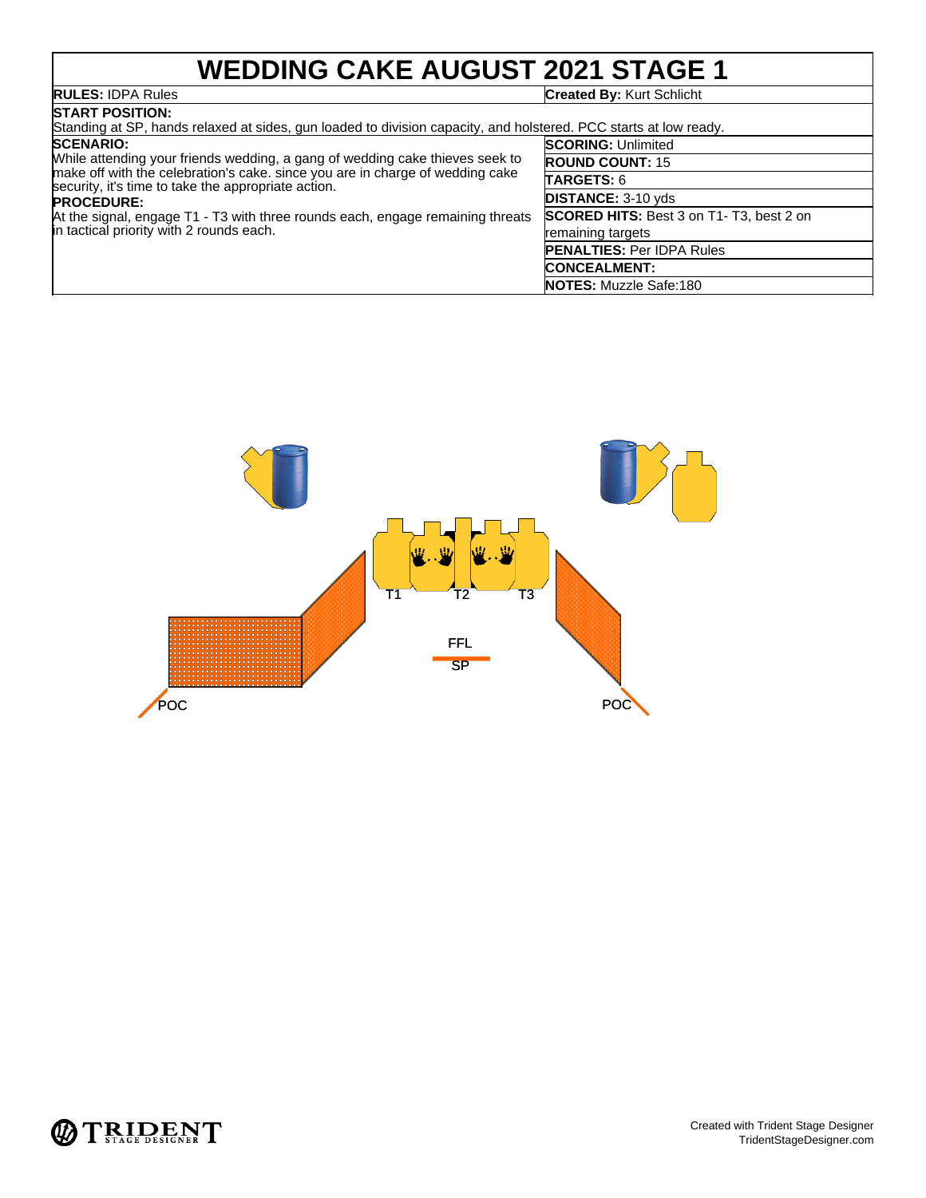# WEDDING CAKE AUGUST 2021 STAGE 1

**RULES:** IDPA Rules

**Created By:** Kurt Schlicht

**START POSITION:**
Standing at SP, hands relaxed at sides, gun loaded to division capacity, and holstered. PCC starts at low ready.

**SCENARIO:**
While attending your friends wedding, a gang of wedding cake thieves seek to make off with the celebration's cake. since you are in charge of wedding cake security, it's time to take the appropriate action.

**PROCEDURE:**
At the signal, engage T1 - T3 with three rounds each, engage remaining threats in tactical priority with 2 rounds each.

**SCORING:** Unlimited

**ROUND COUNT:** 15

**TARGETS:** 6

**DISTANCE:** 3-10 yds

**SCORED HITS:** Best 3 on T1- T3, best 2 on remaining targets

**PENALTIES:** Per IDPA Rules

**CONCEALMENT:**

**NOTES:** Muzzle Safe:180

T1
T2
T3
FFL
SP
POC
POC

Created with Trident Stage Designer
TridentStageDesigner.com